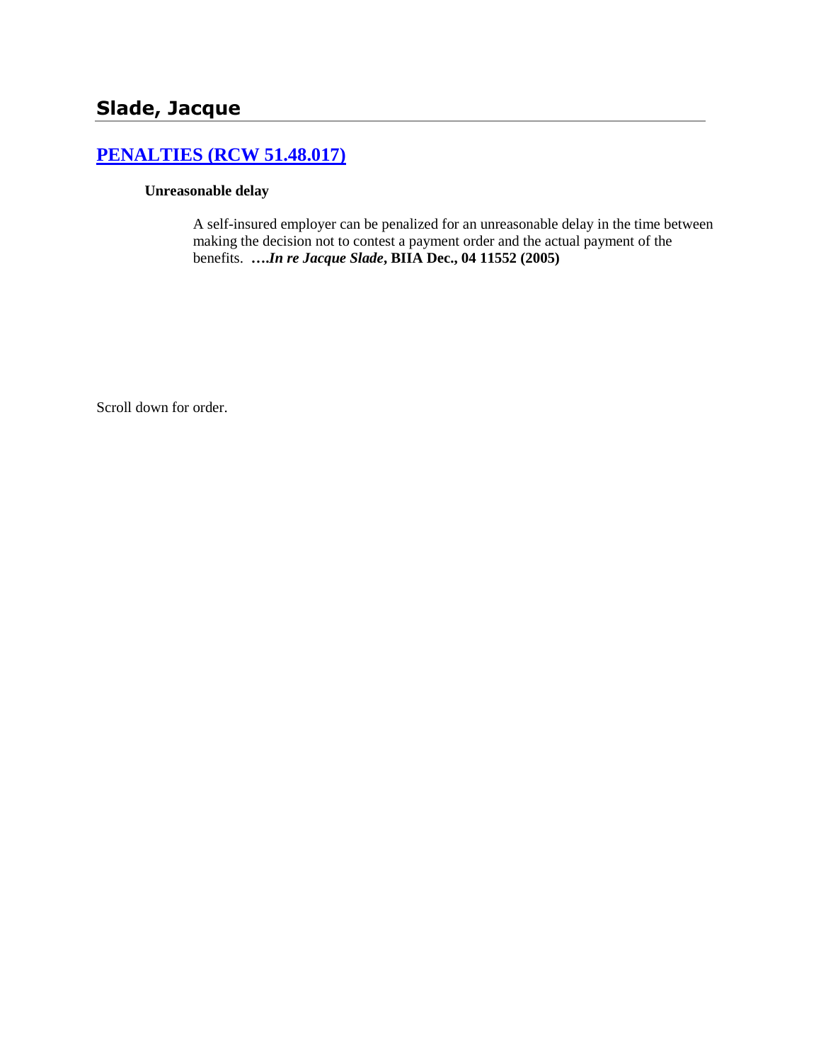# Slade, Jacque

## [PENALTIES (RCW 51.48.017)]

**Unreasonable delay**

A self-insured employer can be penalized for an unreasonable delay in the time between making the decision not to contest a payment order and the actual payment of the benefits. ***….In re Jacque Slade*, BIIA Dec., 04 11552 (2005)**

Scroll down for order.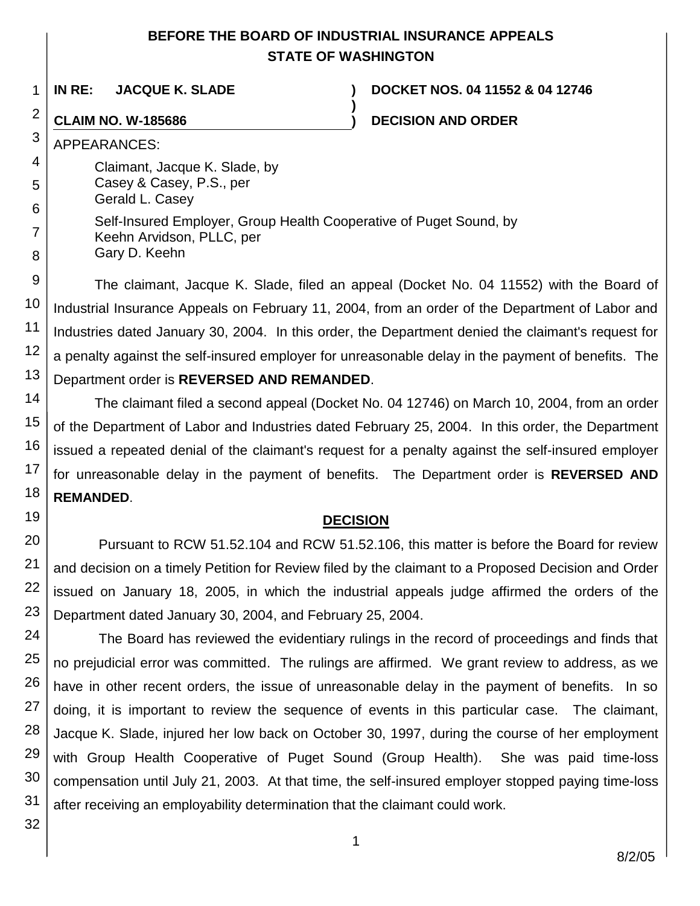# BEFORE THE BOARD OF INDUSTRIAL INSURANCE APPEALS STATE OF WASHINGTON

**IN RE: JACQUE K. SLADE**

**CLAIM NO. W-185686**

**DOCKET NOS. 04 11552 & 04 12746**

**DECISION AND ORDER**

APPEARANCES:

Claimant, Jacque K. Slade, by
Casey & Casey, P.S., per
Gerald L. Casey

Self-Insured Employer, Group Health Cooperative of Puget Sound, by
Keehn Arvidson, PLLC, per
Gary D. Keehn

The claimant, Jacque K. Slade, filed an appeal (Docket No. 04 11552) with the Board of Industrial Insurance Appeals on February 11, 2004, from an order of the Department of Labor and Industries dated January 30, 2004. In this order, the Department denied the claimant's request for a penalty against the self-insured employer for unreasonable delay in the payment of benefits. The Department order is **REVERSED AND REMANDED**.

The claimant filed a second appeal (Docket No. 04 12746) on March 10, 2004, from an order of the Department of Labor and Industries dated February 25, 2004. In this order, the Department issued a repeated denial of the claimant's request for a penalty against the self-insured employer for unreasonable delay in the payment of benefits. The Department order is **REVERSED AND REMANDED**.

## DECISION

Pursuant to RCW 51.52.104 and RCW 51.52.106, this matter is before the Board for review and decision on a timely Petition for Review filed by the claimant to a Proposed Decision and Order issued on January 18, 2005, in which the industrial appeals judge affirmed the orders of the Department dated January 30, 2004, and February 25, 2004.

The Board has reviewed the evidentiary rulings in the record of proceedings and finds that no prejudicial error was committed. The rulings are affirmed. We grant review to address, as we have in other recent orders, the issue of unreasonable delay in the payment of benefits. In so doing, it is important to review the sequence of events in this particular case. The claimant, Jacque K. Slade, injured her low back on October 30, 1997, during the course of her employment with Group Health Cooperative of Puget Sound (Group Health). She was paid time-loss compensation until July 21, 2003. At that time, the self-insured employer stopped paying time-loss after receiving an employability determination that the claimant could work.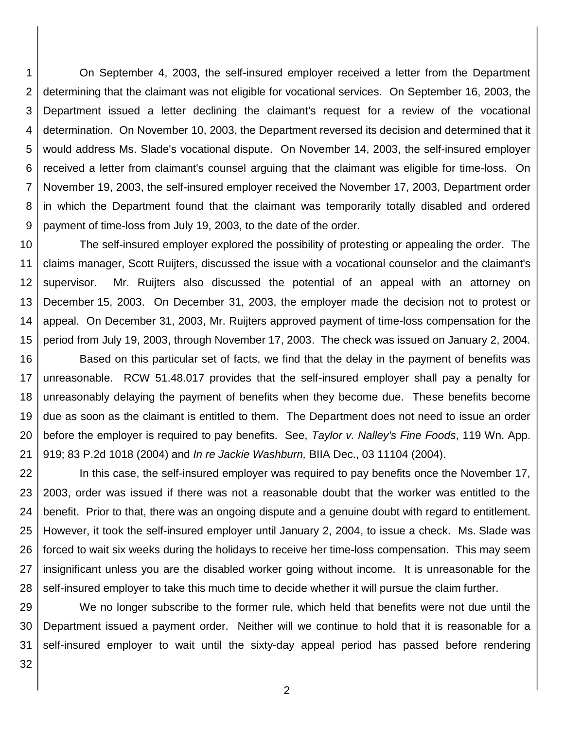On September 4, 2003, the self-insured employer received a letter from the Department determining that the claimant was not eligible for vocational services. On September 16, 2003, the Department issued a letter declining the claimant's request for a review of the vocational determination. On November 10, 2003, the Department reversed its decision and determined that it would address Ms. Slade's vocational dispute. On November 14, 2003, the self-insured employer received a letter from claimant's counsel arguing that the claimant was eligible for time-loss. On November 19, 2003, the self-insured employer received the November 17, 2003, Department order in which the Department found that the claimant was temporarily totally disabled and ordered payment of time-loss from July 19, 2003, to the date of the order.

The self-insured employer explored the possibility of protesting or appealing the order. The claims manager, Scott Ruijters, discussed the issue with a vocational counselor and the claimant's supervisor. Mr. Ruijters also discussed the potential of an appeal with an attorney on December 15, 2003. On December 31, 2003, the employer made the decision not to protest or appeal. On December 31, 2003, Mr. Ruijters approved payment of time-loss compensation for the period from July 19, 2003, through November 17, 2003. The check was issued on January 2, 2004.

Based on this particular set of facts, we find that the delay in the payment of benefits was unreasonable. RCW 51.48.017 provides that the self-insured employer shall pay a penalty for unreasonably delaying the payment of benefits when they become due. These benefits become due as soon as the claimant is entitled to them. The Department does not need to issue an order before the employer is required to pay benefits. See, *Taylor v. Nalley's Fine Foods*, 119 Wn. App. 919; 83 P.2d 1018 (2004) and *In re Jackie Washburn,* BIIA Dec., 03 11104 (2004).

In this case, the self-insured employer was required to pay benefits once the November 17, 2003, order was issued if there was not a reasonable doubt that the worker was entitled to the benefit. Prior to that, there was an ongoing dispute and a genuine doubt with regard to entitlement. However, it took the self-insured employer until January 2, 2004, to issue a check. Ms. Slade was forced to wait six weeks during the holidays to receive her time-loss compensation. This may seem insignificant unless you are the disabled worker going without income. It is unreasonable for the self-insured employer to take this much time to decide whether it will pursue the claim further.

We no longer subscribe to the former rule, which held that benefits were not due until the Department issued a payment order. Neither will we continue to hold that it is reasonable for a self-insured employer to wait until the sixty-day appeal period has passed before rendering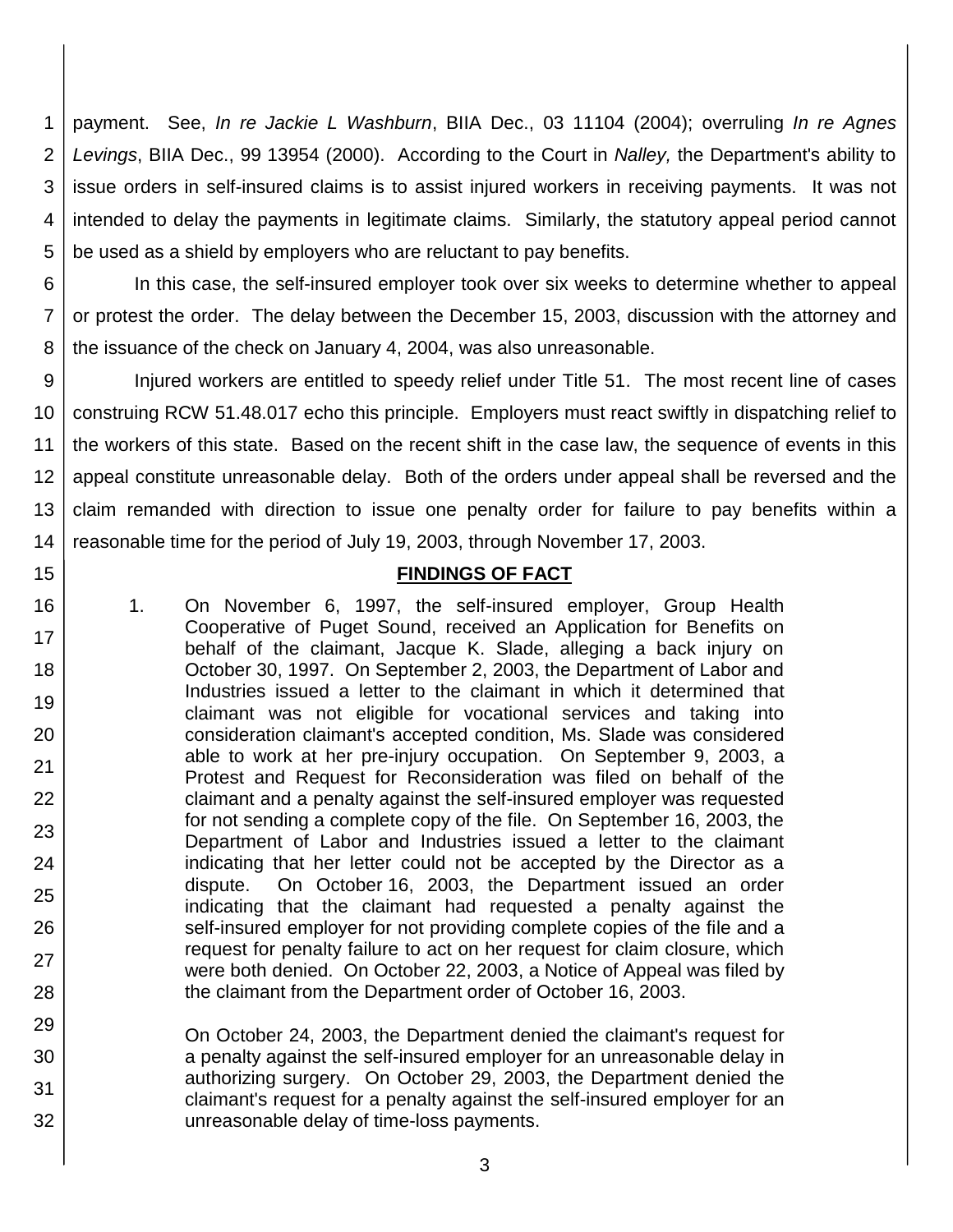payment. See, *In re Jackie L Washburn*, BIIA Dec., 03 11104 (2004); overruling *In re Agnes Levings*, BIIA Dec., 99 13954 (2000). According to the Court in *Nalley,* the Department's ability to issue orders in self-insured claims is to assist injured workers in receiving payments. It was not intended to delay the payments in legitimate claims. Similarly, the statutory appeal period cannot be used as a shield by employers who are reluctant to pay benefits.

In this case, the self-insured employer took over six weeks to determine whether to appeal or protest the order. The delay between the December 15, 2003, discussion with the attorney and the issuance of the check on January 4, 2004, was also unreasonable.

Injured workers are entitled to speedy relief under Title 51. The most recent line of cases construing RCW 51.48.017 echo this principle. Employers must react swiftly in dispatching relief to the workers of this state. Based on the recent shift in the case law, the sequence of events in this appeal constitute unreasonable delay. Both of the orders under appeal shall be reversed and the claim remanded with direction to issue one penalty order for failure to pay benefits within a reasonable time for the period of July 19, 2003, through November 17, 2003.

## FINDINGS OF FACT

1. On November 6, 1997, the self-insured employer, Group Health Cooperative of Puget Sound, received an Application for Benefits on behalf of the claimant, Jacque K. Slade, alleging a back injury on October 30, 1997. On September 2, 2003, the Department of Labor and Industries issued a letter to the claimant in which it determined that claimant was not eligible for vocational services and taking into consideration claimant's accepted condition, Ms. Slade was considered able to work at her pre-injury occupation. On September 9, 2003, a Protest and Request for Reconsideration was filed on behalf of the claimant and a penalty against the self-insured employer was requested for not sending a complete copy of the file. On September 16, 2003, the Department of Labor and Industries issued a letter to the claimant indicating that her letter could not be accepted by the Director as a dispute. On October 16, 2003, the Department issued an order indicating that the claimant had requested a penalty against the self-insured employer for not providing complete copies of the file and a request for penalty failure to act on her request for claim closure, which were both denied. On October 22, 2003, a Notice of Appeal was filed by the claimant from the Department order of October 16, 2003.

   On October 24, 2003, the Department denied the claimant's request for a penalty against the self-insured employer for an unreasonable delay in authorizing surgery. On October 29, 2003, the Department denied the claimant's request for a penalty against the self-insured employer for an unreasonable delay of time-loss payments.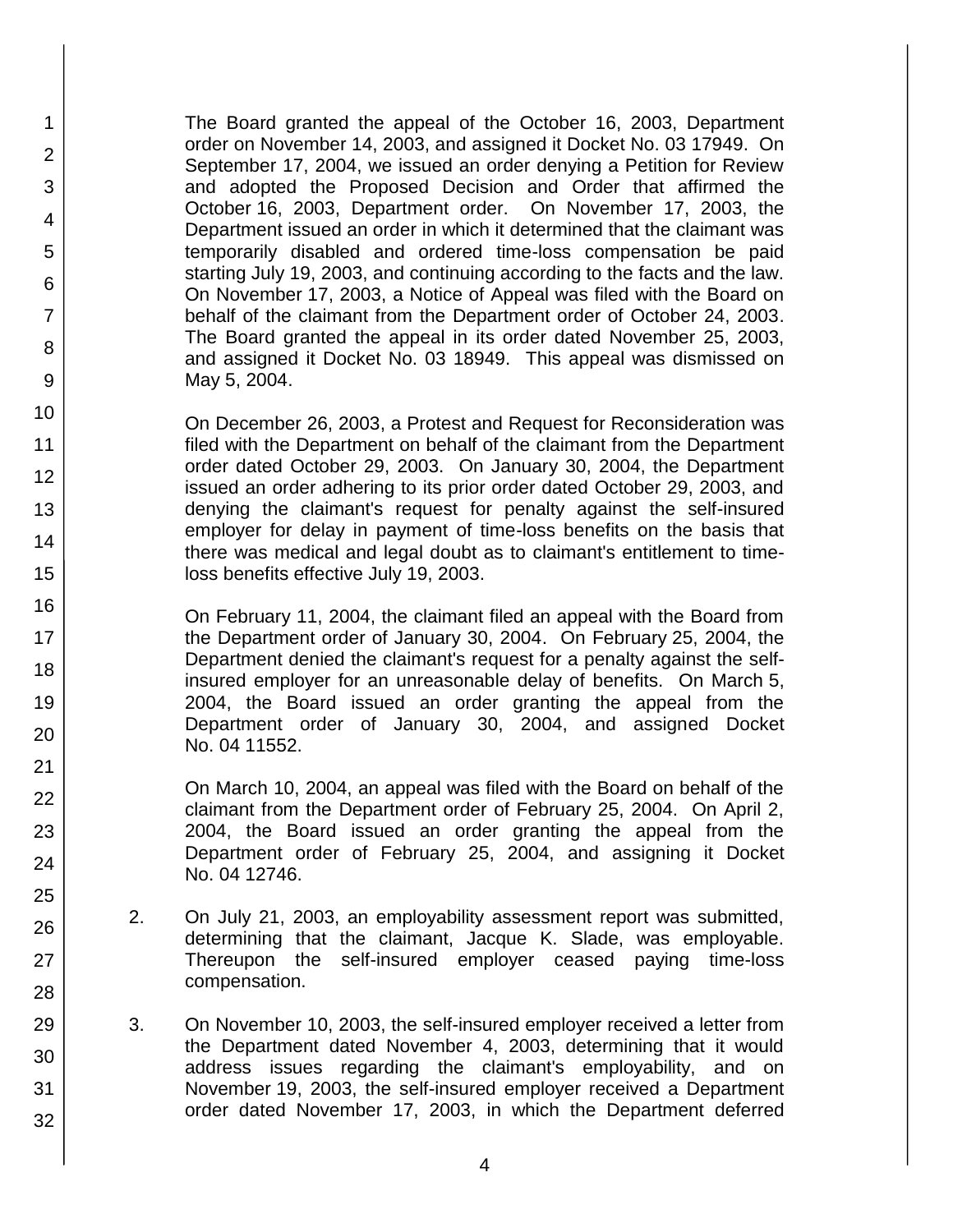The Board granted the appeal of the October 16, 2003, Department order on November 14, 2003, and assigned it Docket No. 03 17949. On September 17, 2004, we issued an order denying a Petition for Review and adopted the Proposed Decision and Order that affirmed the October 16, 2003, Department order. On November 17, 2003, the Department issued an order in which it determined that the claimant was temporarily disabled and ordered time-loss compensation be paid starting July 19, 2003, and continuing according to the facts and the law. On November 17, 2003, a Notice of Appeal was filed with the Board on behalf of the claimant from the Department order of October 24, 2003. The Board granted the appeal in its order dated November 25, 2003, and assigned it Docket No. 03 18949. This appeal was dismissed on May 5, 2004.

On December 26, 2003, a Protest and Request for Reconsideration was filed with the Department on behalf of the claimant from the Department order dated October 29, 2003. On January 30, 2004, the Department issued an order adhering to its prior order dated October 29, 2003, and denying the claimant's request for penalty against the self-insured employer for delay in payment of time-loss benefits on the basis that there was medical and legal doubt as to claimant's entitlement to time-loss benefits effective July 19, 2003.

On February 11, 2004, the claimant filed an appeal with the Board from the Department order of January 30, 2004. On February 25, 2004, the Department denied the claimant's request for a penalty against the self-insured employer for an unreasonable delay of benefits. On March 5, 2004, the Board issued an order granting the appeal from the Department order of January 30, 2004, and assigned Docket No. 04 11552.

On March 10, 2004, an appeal was filed with the Board on behalf of the claimant from the Department order of February 25, 2004. On April 2, 2004, the Board issued an order granting the appeal from the Department order of February 25, 2004, and assigning it Docket No. 04 12746.

2. On July 21, 2003, an employability assessment report was submitted, determining that the claimant, Jacque K. Slade, was employable. Thereupon the self-insured employer ceased paying time-loss compensation.

3. On November 10, 2003, the self-insured employer received a letter from the Department dated November 4, 2003, determining that it would address issues regarding the claimant's employability, and on November 19, 2003, the self-insured employer received a Department order dated November 17, 2003, in which the Department deferred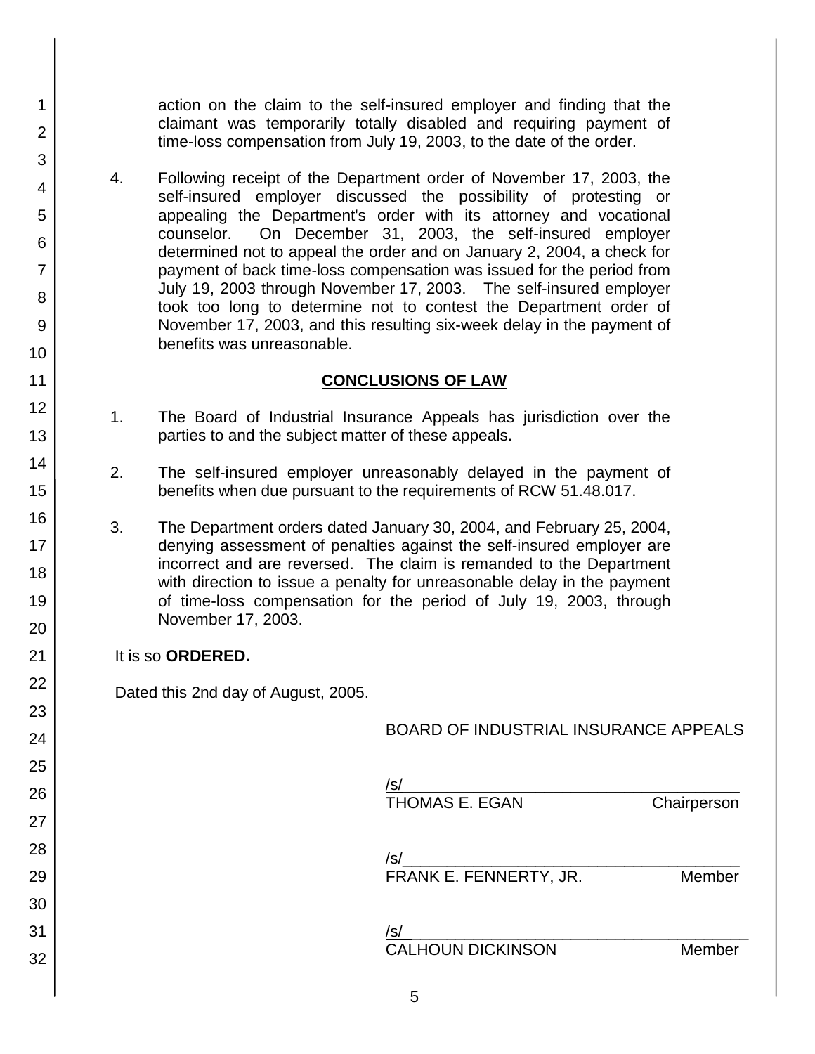action on the claim to the self-insured employer and finding that the claimant was temporarily totally disabled and requiring payment of time-loss compensation from July 19, 2003, to the date of the order.

4. Following receipt of the Department order of November 17, 2003, the self-insured employer discussed the possibility of protesting or appealing the Department's order with its attorney and vocational counselor. On December 31, 2003, the self-insured employer determined not to appeal the order and on January 2, 2004, a check for payment of back time-loss compensation was issued for the period from July 19, 2003 through November 17, 2003. The self-insured employer took too long to determine not to contest the Department order of November 17, 2003, and this resulting six-week delay in the payment of benefits was unreasonable.

## CONCLUSIONS OF LAW

1. The Board of Industrial Insurance Appeals has jurisdiction over the parties to and the subject matter of these appeals.

2. The self-insured employer unreasonably delayed in the payment of benefits when due pursuant to the requirements of RCW 51.48.017.

3. The Department orders dated January 30, 2004, and February 25, 2004, denying assessment of penalties against the self-insured employer are incorrect and are reversed. The claim is remanded to the Department with direction to issue a penalty for unreasonable delay in the payment of time-loss compensation for the period of July 19, 2003, through November 17, 2003.

It is so **ORDERED.**

Dated this 2nd day of August, 2005.

BOARD OF INDUSTRIAL INSURANCE APPEALS

/s/
THOMAS E. EGAN, Chairperson

/s/
FRANK E. FENNERTY, JR., Member

/s/
CALHOUN DICKINSON, Member